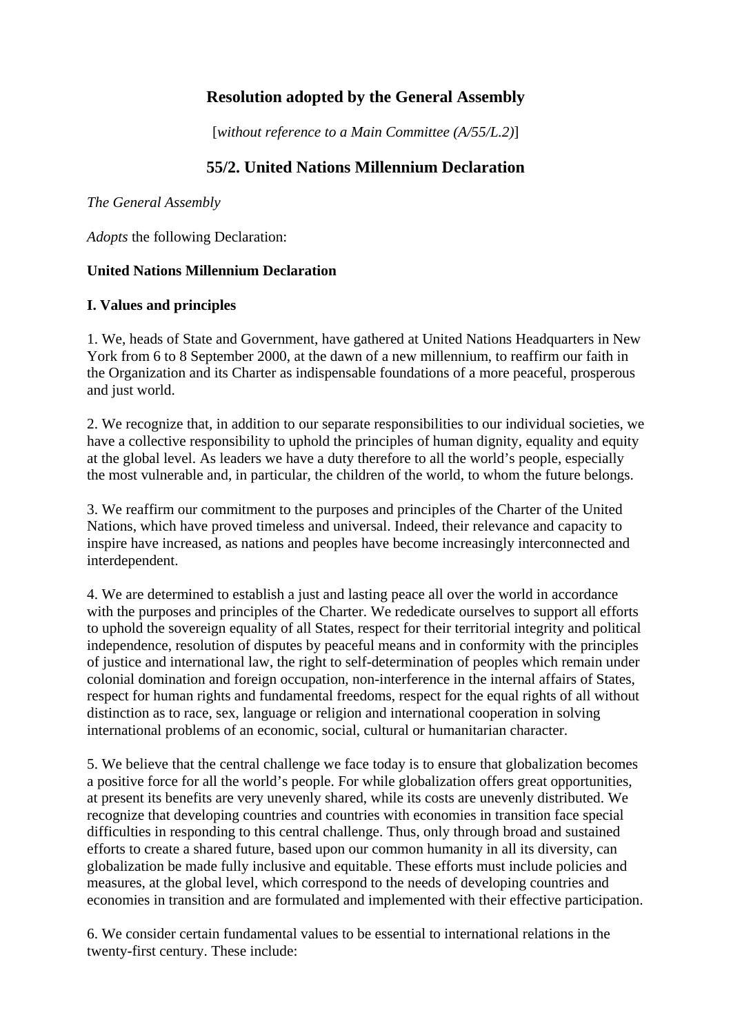# Resolution adopted by the General Assembly

[*without reference to a Main Committee (A/55/L.2)*]

## 55/2. United Nations Millennium Declaration

*The General Assembly*

*Adopts* the following Declaration:

**United Nations Millennium Declaration**

**I. Values and principles**

1. We, heads of State and Government, have gathered at United Nations Headquarters in New York from 6 to 8 September 2000, at the dawn of a new millennium, to reaffirm our faith in the Organization and its Charter as indispensable foundations of a more peaceful, prosperous and just world.

2. We recognize that, in addition to our separate responsibilities to our individual societies, we have a collective responsibility to uphold the principles of human dignity, equality and equity at the global level. As leaders we have a duty therefore to all the world's people, especially the most vulnerable and, in particular, the children of the world, to whom the future belongs.

3. We reaffirm our commitment to the purposes and principles of the Charter of the United Nations, which have proved timeless and universal. Indeed, their relevance and capacity to inspire have increased, as nations and peoples have become increasingly interconnected and interdependent.

4. We are determined to establish a just and lasting peace all over the world in accordance with the purposes and principles of the Charter. We rededicate ourselves to support all efforts to uphold the sovereign equality of all States, respect for their territorial integrity and political independence, resolution of disputes by peaceful means and in conformity with the principles of justice and international law, the right to self-determination of peoples which remain under colonial domination and foreign occupation, non-interference in the internal affairs of States, respect for human rights and fundamental freedoms, respect for the equal rights of all without distinction as to race, sex, language or religion and international cooperation in solving international problems of an economic, social, cultural or humanitarian character.

5. We believe that the central challenge we face today is to ensure that globalization becomes a positive force for all the world's people. For while globalization offers great opportunities, at present its benefits are very unevenly shared, while its costs are unevenly distributed. We recognize that developing countries and countries with economies in transition face special difficulties in responding to this central challenge. Thus, only through broad and sustained efforts to create a shared future, based upon our common humanity in all its diversity, can globalization be made fully inclusive and equitable. These efforts must include policies and measures, at the global level, which correspond to the needs of developing countries and economies in transition and are formulated and implemented with their effective participation.

6. We consider certain fundamental values to be essential to international relations in the twenty-first century. These include: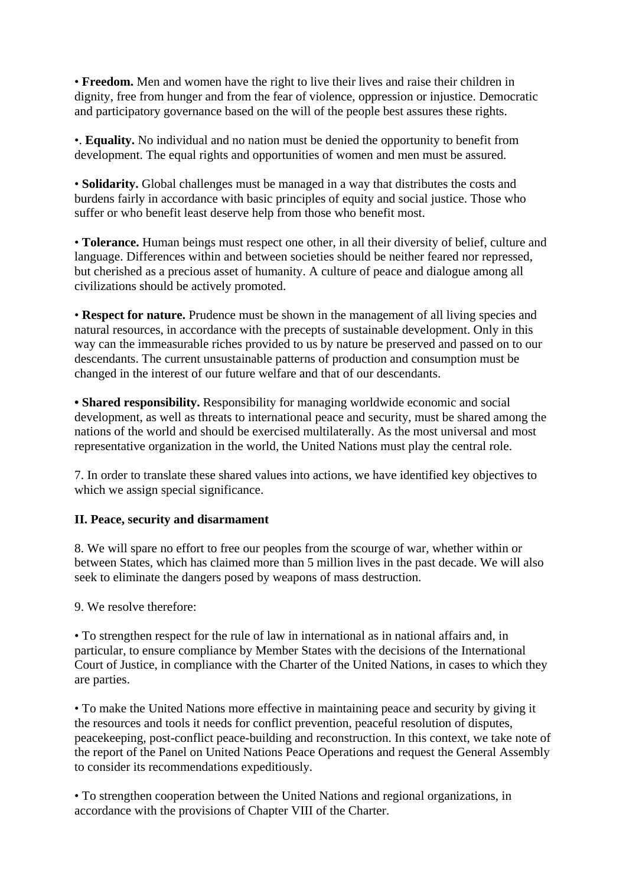• **Freedom.** Men and women have the right to live their lives and raise their children in dignity, free from hunger and from the fear of violence, oppression or injustice. Democratic and participatory governance based on the will of the people best assures these rights.

•. **Equality.** No individual and no nation must be denied the opportunity to benefit from development. The equal rights and opportunities of women and men must be assured.

• **Solidarity.** Global challenges must be managed in a way that distributes the costs and burdens fairly in accordance with basic principles of equity and social justice. Those who suffer or who benefit least deserve help from those who benefit most.

• **Tolerance.** Human beings must respect one other, in all their diversity of belief, culture and language. Differences within and between societies should be neither feared nor repressed, but cherished as a precious asset of humanity. A culture of peace and dialogue among all civilizations should be actively promoted.

• **Respect for nature.** Prudence must be shown in the management of all living species and natural resources, in accordance with the precepts of sustainable development. Only in this way can the immeasurable riches provided to us by nature be preserved and passed on to our descendants. The current unsustainable patterns of production and consumption must be changed in the interest of our future welfare and that of our descendants.

**• Shared responsibility.** Responsibility for managing worldwide economic and social development, as well as threats to international peace and security, must be shared among the nations of the world and should be exercised multilaterally. As the most universal and most representative organization in the world, the United Nations must play the central role.

7. In order to translate these shared values into actions, we have identified key objectives to which we assign special significance.

**II. Peace, security and disarmament**

8. We will spare no effort to free our peoples from the scourge of war, whether within or between States, which has claimed more than 5 million lives in the past decade. We will also seek to eliminate the dangers posed by weapons of mass destruction.

9. We resolve therefore:

• To strengthen respect for the rule of law in international as in national affairs and, in particular, to ensure compliance by Member States with the decisions of the International Court of Justice, in compliance with the Charter of the United Nations, in cases to which they are parties.

• To make the United Nations more effective in maintaining peace and security by giving it the resources and tools it needs for conflict prevention, peaceful resolution of disputes, peacekeeping, post-conflict peace-building and reconstruction. In this context, we take note of the report of the Panel on United Nations Peace Operations and request the General Assembly to consider its recommendations expeditiously.

• To strengthen cooperation between the United Nations and regional organizations, in accordance with the provisions of Chapter VIII of the Charter.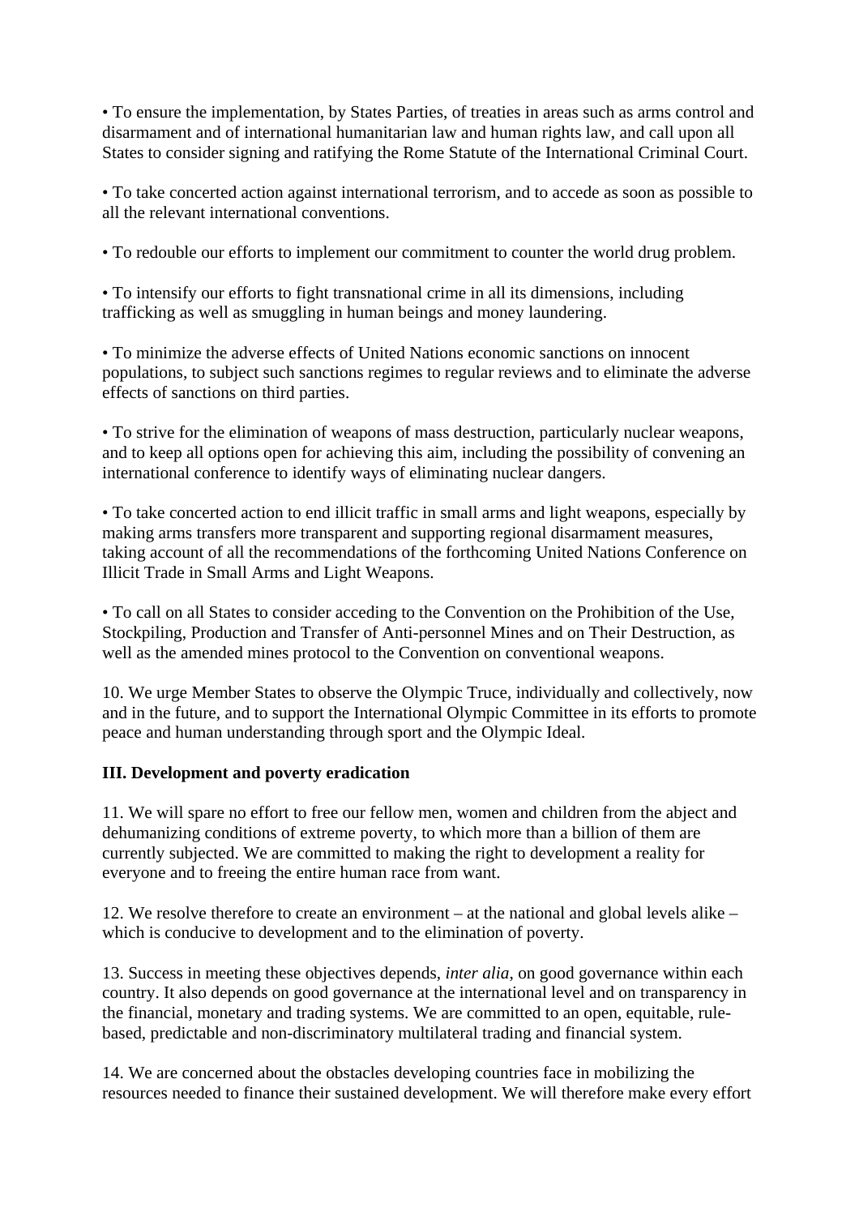• To ensure the implementation, by States Parties, of treaties in areas such as arms control and disarmament and of international humanitarian law and human rights law, and call upon all States to consider signing and ratifying the Rome Statute of the International Criminal Court.

• To take concerted action against international terrorism, and to accede as soon as possible to all the relevant international conventions.

• To redouble our efforts to implement our commitment to counter the world drug problem.

• To intensify our efforts to fight transnational crime in all its dimensions, including trafficking as well as smuggling in human beings and money laundering.

• To minimize the adverse effects of United Nations economic sanctions on innocent populations, to subject such sanctions regimes to regular reviews and to eliminate the adverse effects of sanctions on third parties.

• To strive for the elimination of weapons of mass destruction, particularly nuclear weapons, and to keep all options open for achieving this aim, including the possibility of convening an international conference to identify ways of eliminating nuclear dangers.

• To take concerted action to end illicit traffic in small arms and light weapons, especially by making arms transfers more transparent and supporting regional disarmament measures, taking account of all the recommendations of the forthcoming United Nations Conference on Illicit Trade in Small Arms and Light Weapons.

• To call on all States to consider acceding to the Convention on the Prohibition of the Use, Stockpiling, Production and Transfer of Anti-personnel Mines and on Their Destruction, as well as the amended mines protocol to the Convention on conventional weapons.

10. We urge Member States to observe the Olympic Truce, individually and collectively, now and in the future, and to support the International Olympic Committee in its efforts to promote peace and human understanding through sport and the Olympic Ideal.

**III. Development and poverty eradication**

11. We will spare no effort to free our fellow men, women and children from the abject and dehumanizing conditions of extreme poverty, to which more than a billion of them are currently subjected. We are committed to making the right to development a reality for everyone and to freeing the entire human race from want.

12. We resolve therefore to create an environment – at the national and global levels alike – which is conducive to development and to the elimination of poverty.

13. Success in meeting these objectives depends, *inter alia*, on good governance within each country. It also depends on good governance at the international level and on transparency in the financial, monetary and trading systems. We are committed to an open, equitable, rule-based, predictable and non-discriminatory multilateral trading and financial system.

14. We are concerned about the obstacles developing countries face in mobilizing the resources needed to finance their sustained development. We will therefore make every effort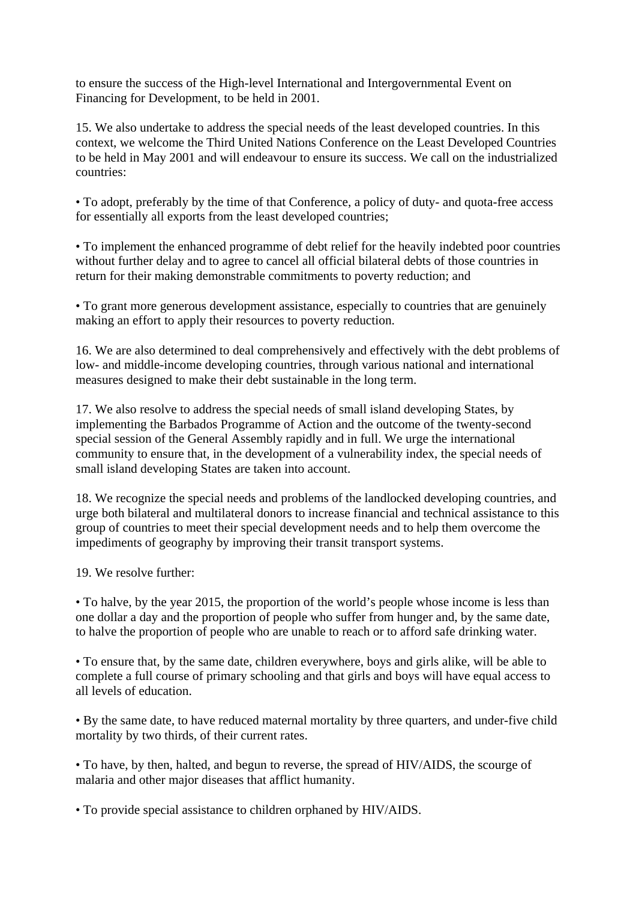to ensure the success of the High-level International and Intergovernmental Event on Financing for Development, to be held in 2001.

15. We also undertake to address the special needs of the least developed countries. In this context, we welcome the Third United Nations Conference on the Least Developed Countries to be held in May 2001 and will endeavour to ensure its success. We call on the industrialized countries:

• To adopt, preferably by the time of that Conference, a policy of duty- and quota-free access for essentially all exports from the least developed countries;

• To implement the enhanced programme of debt relief for the heavily indebted poor countries without further delay and to agree to cancel all official bilateral debts of those countries in return for their making demonstrable commitments to poverty reduction; and

• To grant more generous development assistance, especially to countries that are genuinely making an effort to apply their resources to poverty reduction.

16. We are also determined to deal comprehensively and effectively with the debt problems of low- and middle-income developing countries, through various national and international measures designed to make their debt sustainable in the long term.

17. We also resolve to address the special needs of small island developing States, by implementing the Barbados Programme of Action and the outcome of the twenty-second special session of the General Assembly rapidly and in full. We urge the international community to ensure that, in the development of a vulnerability index, the special needs of small island developing States are taken into account.

18. We recognize the special needs and problems of the landlocked developing countries, and urge both bilateral and multilateral donors to increase financial and technical assistance to this group of countries to meet their special development needs and to help them overcome the impediments of geography by improving their transit transport systems.

19. We resolve further:

• To halve, by the year 2015, the proportion of the world's people whose income is less than one dollar a day and the proportion of people who suffer from hunger and, by the same date, to halve the proportion of people who are unable to reach or to afford safe drinking water.

• To ensure that, by the same date, children everywhere, boys and girls alike, will be able to complete a full course of primary schooling and that girls and boys will have equal access to all levels of education.

• By the same date, to have reduced maternal mortality by three quarters, and under-five child mortality by two thirds, of their current rates.

• To have, by then, halted, and begun to reverse, the spread of HIV/AIDS, the scourge of malaria and other major diseases that afflict humanity.

• To provide special assistance to children orphaned by HIV/AIDS.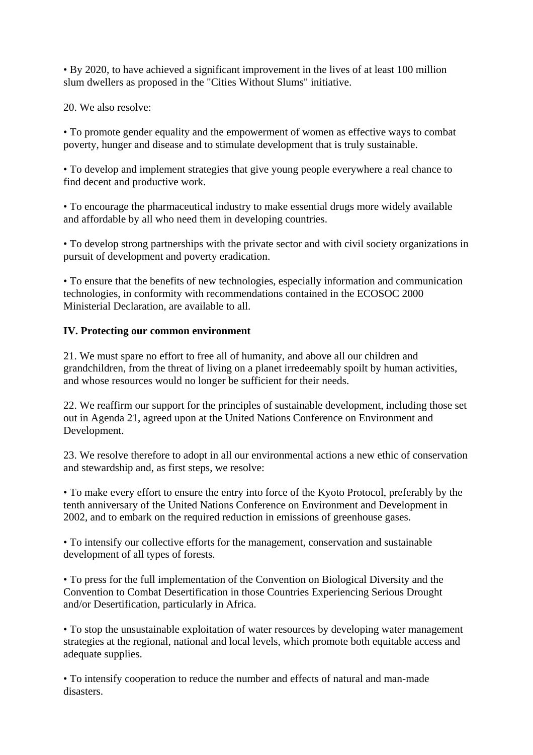- By 2020, to have achieved a significant improvement in the lives of at least 100 million slum dwellers as proposed in the "Cities Without Slums" initiative.

20. We also resolve:

- To promote gender equality and the empowerment of women as effective ways to combat poverty, hunger and disease and to stimulate development that is truly sustainable.

- To develop and implement strategies that give young people everywhere a real chance to find decent and productive work.

- To encourage the pharmaceutical industry to make essential drugs more widely available and affordable by all who need them in developing countries.

- To develop strong partnerships with the private sector and with civil society organizations in pursuit of development and poverty eradication.

- To ensure that the benefits of new technologies, especially information and communication technologies, in conformity with recommendations contained in the ECOSOC 2000 Ministerial Declaration, are available to all.

**IV. Protecting our common environment**

21. We must spare no effort to free all of humanity, and above all our children and grandchildren, from the threat of living on a planet irredeemably spoilt by human activities, and whose resources would no longer be sufficient for their needs.

22. We reaffirm our support for the principles of sustainable development, including those set out in Agenda 21, agreed upon at the United Nations Conference on Environment and Development.

23. We resolve therefore to adopt in all our environmental actions a new ethic of conservation and stewardship and, as first steps, we resolve:

- To make every effort to ensure the entry into force of the Kyoto Protocol, preferably by the tenth anniversary of the United Nations Conference on Environment and Development in 2002, and to embark on the required reduction in emissions of greenhouse gases.

- To intensify our collective efforts for the management, conservation and sustainable development of all types of forests.

- To press for the full implementation of the Convention on Biological Diversity and the Convention to Combat Desertification in those Countries Experiencing Serious Drought and/or Desertification, particularly in Africa.

- To stop the unsustainable exploitation of water resources by developing water management strategies at the regional, national and local levels, which promote both equitable access and adequate supplies.

- To intensify cooperation to reduce the number and effects of natural and man-made disasters.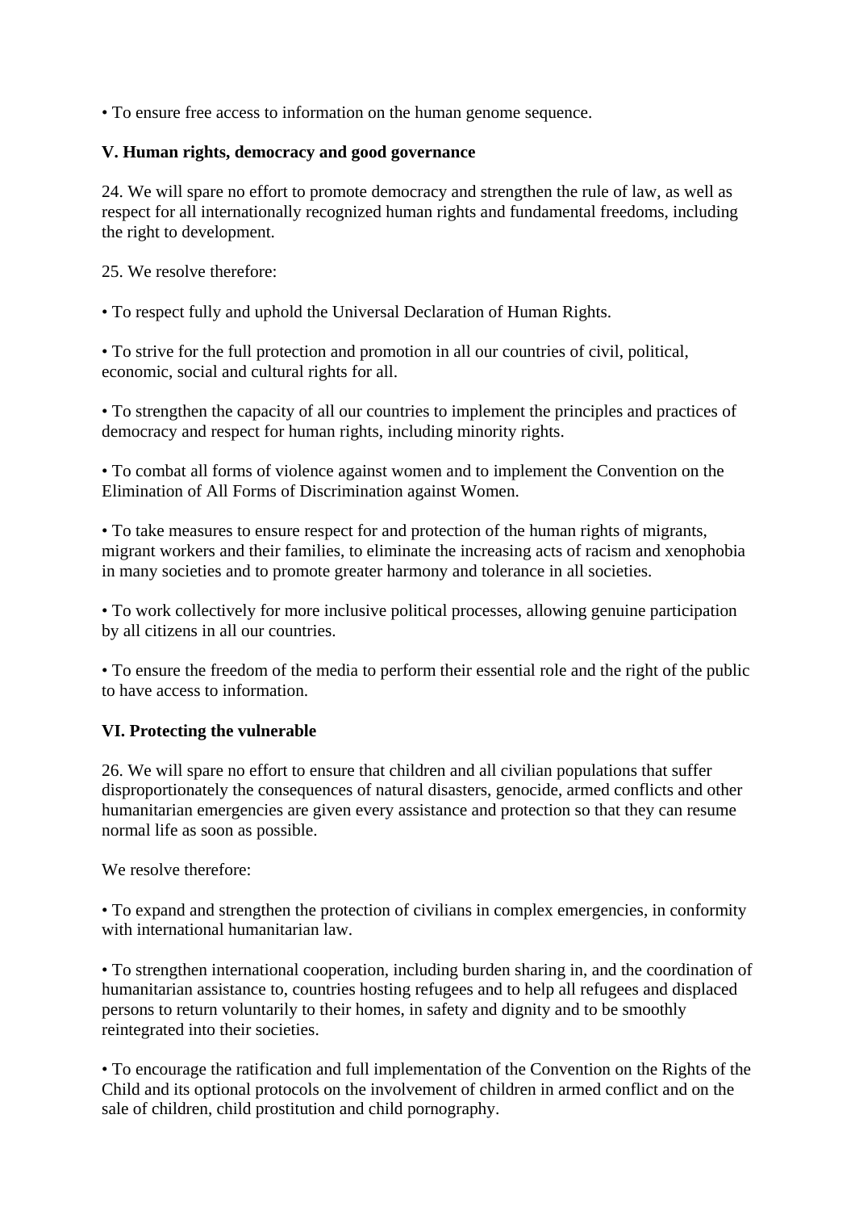• To ensure free access to information on the human genome sequence.

**V. Human rights, democracy and good governance**

24. We will spare no effort to promote democracy and strengthen the rule of law, as well as respect for all internationally recognized human rights and fundamental freedoms, including the right to development.

25. We resolve therefore:

• To respect fully and uphold the Universal Declaration of Human Rights.

• To strive for the full protection and promotion in all our countries of civil, political, economic, social and cultural rights for all.

• To strengthen the capacity of all our countries to implement the principles and practices of democracy and respect for human rights, including minority rights.

• To combat all forms of violence against women and to implement the Convention on the Elimination of All Forms of Discrimination against Women.

• To take measures to ensure respect for and protection of the human rights of migrants, migrant workers and their families, to eliminate the increasing acts of racism and xenophobia in many societies and to promote greater harmony and tolerance in all societies.

• To work collectively for more inclusive political processes, allowing genuine participation by all citizens in all our countries.

• To ensure the freedom of the media to perform their essential role and the right of the public to have access to information.

**VI. Protecting the vulnerable**

26. We will spare no effort to ensure that children and all civilian populations that suffer disproportionately the consequences of natural disasters, genocide, armed conflicts and other humanitarian emergencies are given every assistance and protection so that they can resume normal life as soon as possible.

We resolve therefore:

• To expand and strengthen the protection of civilians in complex emergencies, in conformity with international humanitarian law.

• To strengthen international cooperation, including burden sharing in, and the coordination of humanitarian assistance to, countries hosting refugees and to help all refugees and displaced persons to return voluntarily to their homes, in safety and dignity and to be smoothly reintegrated into their societies.

• To encourage the ratification and full implementation of the Convention on the Rights of the Child and its optional protocols on the involvement of children in armed conflict and on the sale of children, child prostitution and child pornography.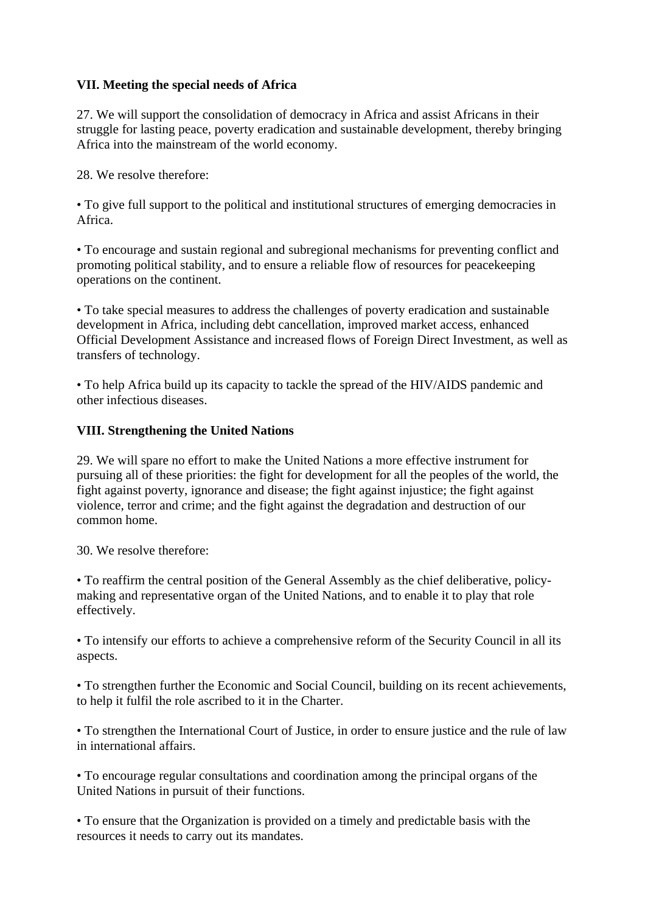## VII. Meeting the special needs of Africa

27. We will support the consolidation of democracy in Africa and assist Africans in their struggle for lasting peace, poverty eradication and sustainable development, thereby bringing Africa into the mainstream of the world economy.

28. We resolve therefore:

- To give full support to the political and institutional structures of emerging democracies in Africa.

- To encourage and sustain regional and subregional mechanisms for preventing conflict and promoting political stability, and to ensure a reliable flow of resources for peacekeeping operations on the continent.

- To take special measures to address the challenges of poverty eradication and sustainable development in Africa, including debt cancellation, improved market access, enhanced Official Development Assistance and increased flows of Foreign Direct Investment, as well as transfers of technology.

- To help Africa build up its capacity to tackle the spread of the HIV/AIDS pandemic and other infectious diseases.

## VIII. Strengthening the United Nations

29. We will spare no effort to make the United Nations a more effective instrument for pursuing all of these priorities: the fight for development for all the peoples of the world, the fight against poverty, ignorance and disease; the fight against injustice; the fight against violence, terror and crime; and the fight against the degradation and destruction of our common home.

30. We resolve therefore:

- To reaffirm the central position of the General Assembly as the chief deliberative, policy-making and representative organ of the United Nations, and to enable it to play that role effectively.

- To intensify our efforts to achieve a comprehensive reform of the Security Council in all its aspects.

- To strengthen further the Economic and Social Council, building on its recent achievements, to help it fulfil the role ascribed to it in the Charter.

- To strengthen the International Court of Justice, in order to ensure justice and the rule of law in international affairs.

- To encourage regular consultations and coordination among the principal organs of the United Nations in pursuit of their functions.

- To ensure that the Organization is provided on a timely and predictable basis with the resources it needs to carry out its mandates.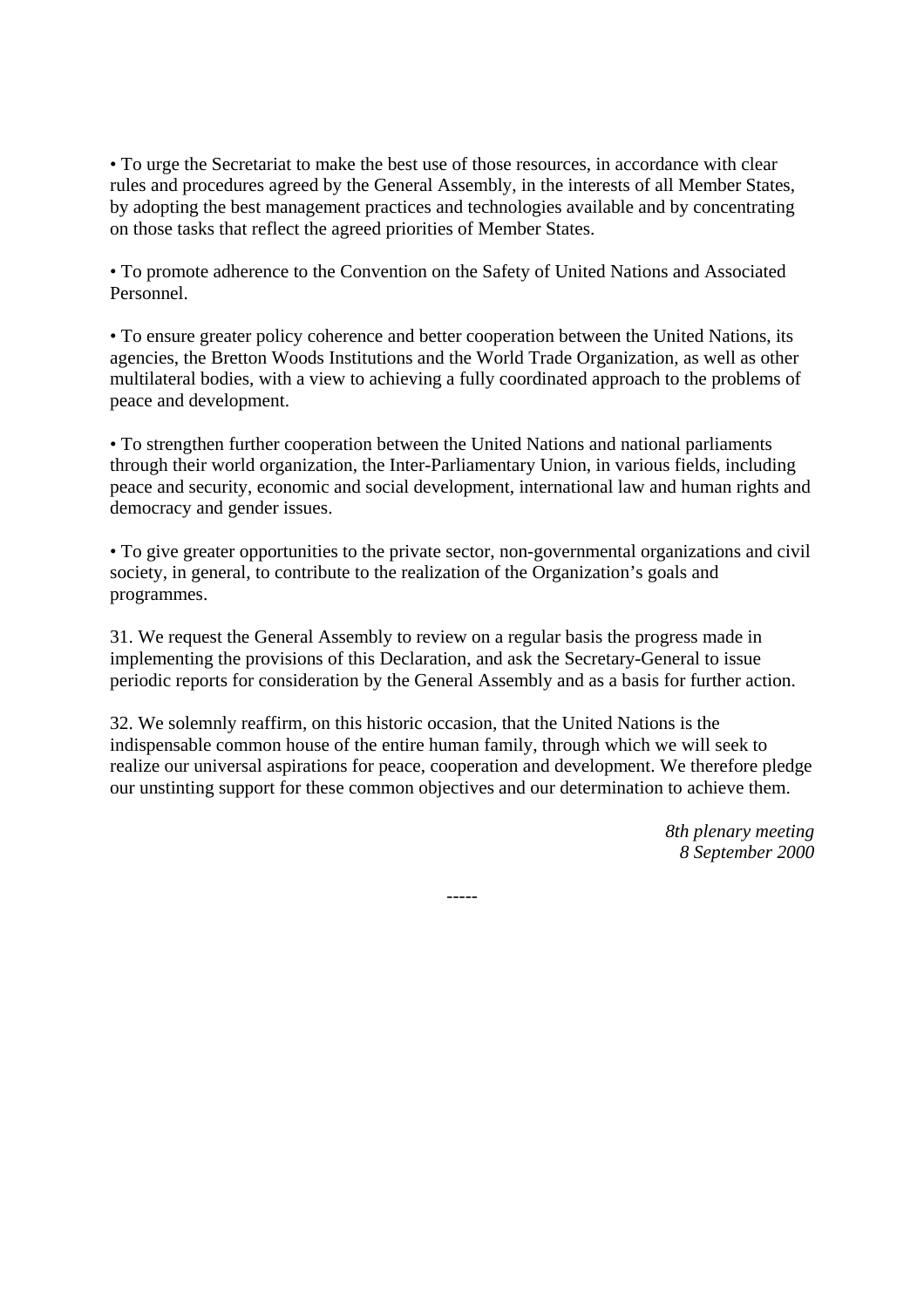- To urge the Secretariat to make the best use of those resources, in accordance with clear rules and procedures agreed by the General Assembly, in the interests of all Member States, by adopting the best management practices and technologies available and by concentrating on those tasks that reflect the agreed priorities of Member States.

- To promote adherence to the Convention on the Safety of United Nations and Associated Personnel.

- To ensure greater policy coherence and better cooperation between the United Nations, its agencies, the Bretton Woods Institutions and the World Trade Organization, as well as other multilateral bodies, with a view to achieving a fully coordinated approach to the problems of peace and development.

- To strengthen further cooperation between the United Nations and national parliaments through their world organization, the Inter-Parliamentary Union, in various fields, including peace and security, economic and social development, international law and human rights and democracy and gender issues.

- To give greater opportunities to the private sector, non-governmental organizations and civil society, in general, to contribute to the realization of the Organization's goals and programmes.

31. We request the General Assembly to review on a regular basis the progress made in implementing the provisions of this Declaration, and ask the Secretary-General to issue periodic reports for consideration by the General Assembly and as a basis for further action.

32. We solemnly reaffirm, on this historic occasion, that the United Nations is the indispensable common house of the entire human family, through which we will seek to realize our universal aspirations for peace, cooperation and development. We therefore pledge our unstinting support for these common objectives and our determination to achieve them.

*8th plenary meeting*
*8 September 2000*

-----